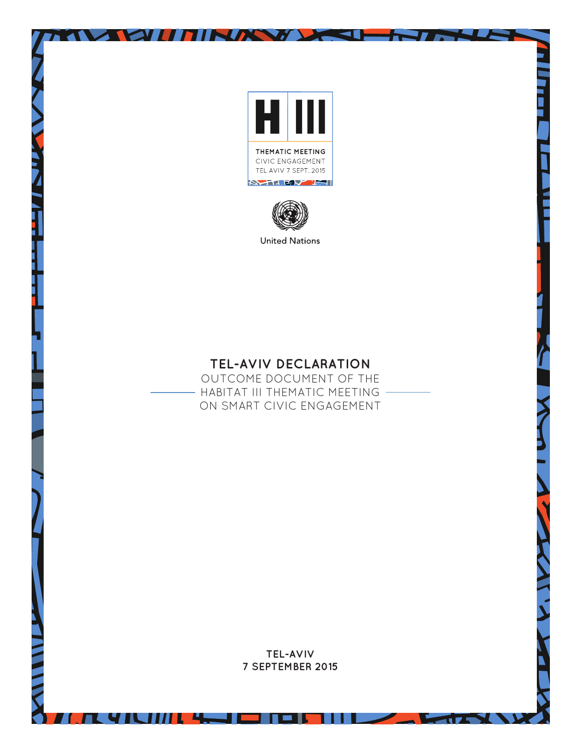H III

THEMATIC MEETING
CIVIC ENGAGEMENT
TEL AVIV 7 SEPT. 2015

United Nations

# TEL-AVIV DECLARATION

OUTCOME DOCUMENT OF THE HABITAT III THEMATIC MEETING ON SMART CIVIC ENGAGEMENT

**TEL-AVIV**
**7 SEPTEMBER 2015**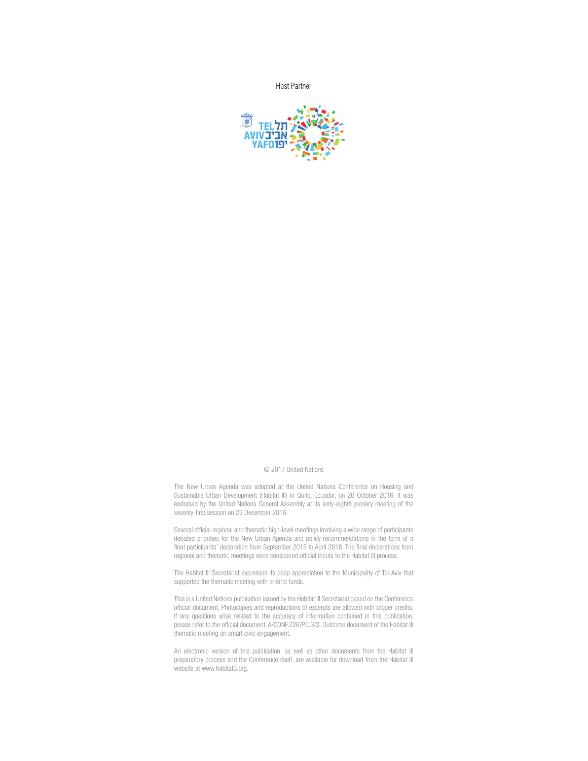Host Partner

TEL תל
AVIV אביב
YAFO יפו

© 2017 United Nations

The New Urban Agenda was adopted at the United Nations Conference on Housing and Sustainable Urban Development (Habitat III) in Quito, Ecuador, on 20 October 2016. It was endorsed by the United Nations General Assembly at its sixty-eighth plenary meeting of the seventy-first session on 23 December 2016.

Several official regional and thematic high-level meetings involving a wide range of participants debated priorities for the New Urban Agenda and policy recommendations in the form of a final participants' declaration from September 2015 to April 2016. The final declarations from regional and thematic meetings were considered official inputs to the Habitat III process.

The Habitat III Secretariat expresses its deep appreciation to the Municipality of Tel-Aviv that supported the thematic meeting with in-kind funds.

This is a United Nations publication issued by the Habitat III Secretariat based on the Conference official document. Photocopies and reproductions of excerpts are allowed with proper credits. If any questions arise related to the accuracy of information contained in this publication, please refer to the official document, A/CONF.226/PC.3/3, Outcome document of the Habitat III thematic meeting on smart civic engagement.

An electronic version of this publication, as well as other documents from the Habitat III preparatory process and the Conference itself, are available for download from the Habitat III website at www.habitat3.org.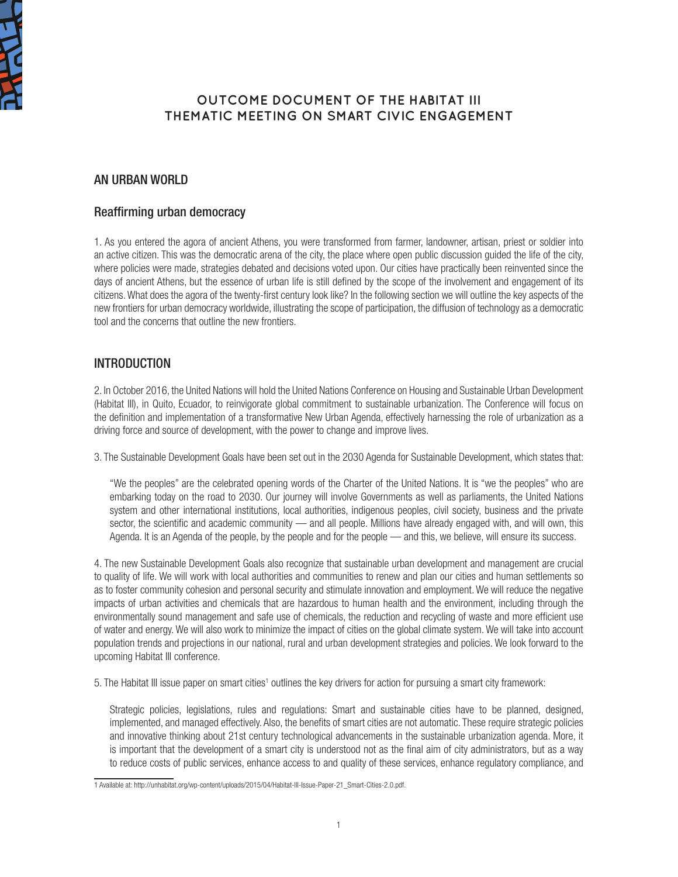# OUTCOME DOCUMENT OF THE HABITAT III THEMATIC MEETING ON SMART CIVIC ENGAGEMENT

## AN URBAN WORLD

### Reaffirming urban democracy

1. As you entered the agora of ancient Athens, you were transformed from farmer, landowner, artisan, priest or soldier into an active citizen. This was the democratic arena of the city, the place where open public discussion guided the life of the city, where policies were made, strategies debated and decisions voted upon. Our cities have practically been reinvented since the days of ancient Athens, but the essence of urban life is still defined by the scope of the involvement and engagement of its citizens. What does the agora of the twenty-first century look like? In the following section we will outline the key aspects of the new frontiers for urban democracy worldwide, illustrating the scope of participation, the diffusion of technology as a democratic tool and the concerns that outline the new frontiers.

## INTRODUCTION

2. In October 2016, the United Nations will hold the United Nations Conference on Housing and Sustainable Urban Development (Habitat III), in Quito, Ecuador, to reinvigorate global commitment to sustainable urbanization. The Conference will focus on the definition and implementation of a transformative New Urban Agenda, effectively harnessing the role of urbanization as a driving force and source of development, with the power to change and improve lives.

3. The Sustainable Development Goals have been set out in the 2030 Agenda for Sustainable Development, which states that:

> "We the peoples" are the celebrated opening words of the Charter of the United Nations. It is "we the peoples" who are embarking today on the road to 2030. Our journey will involve Governments as well as parliaments, the United Nations system and other international institutions, local authorities, indigenous peoples, civil society, business and the private sector, the scientific and academic community — and all people. Millions have already engaged with, and will own, this Agenda. It is an Agenda of the people, by the people and for the people — and this, we believe, will ensure its success.

4. The new Sustainable Development Goals also recognize that sustainable urban development and management are crucial to quality of life. We will work with local authorities and communities to renew and plan our cities and human settlements so as to foster community cohesion and personal security and stimulate innovation and employment. We will reduce the negative impacts of urban activities and chemicals that are hazardous to human health and the environment, including through the environmentally sound management and safe use of chemicals, the reduction and recycling of waste and more efficient use of water and energy. We will also work to minimize the impact of cities on the global climate system. We will take into account population trends and projections in our national, rural and urban development strategies and policies. We look forward to the upcoming Habitat III conference.

5. The Habitat III issue paper on smart cities[1] outlines the key drivers for action for pursuing a smart city framework:

> Strategic policies, legislations, rules and regulations: Smart and sustainable cities have to be planned, designed, implemented, and managed effectively. Also, the benefits of smart cities are not automatic. These require strategic policies and innovative thinking about 21st century technological advancements in the sustainable urbanization agenda. More, it is important that the development of a smart city is understood not as the final aim of city administrators, but as a way to reduce costs of public services, enhance access to and quality of these services, enhance regulatory compliance, and

1 Available at: http://unhabitat.org/wp-content/uploads/2015/04/Habitat-III-Issue-Paper-21_Smart-Cities-2.0.pdf.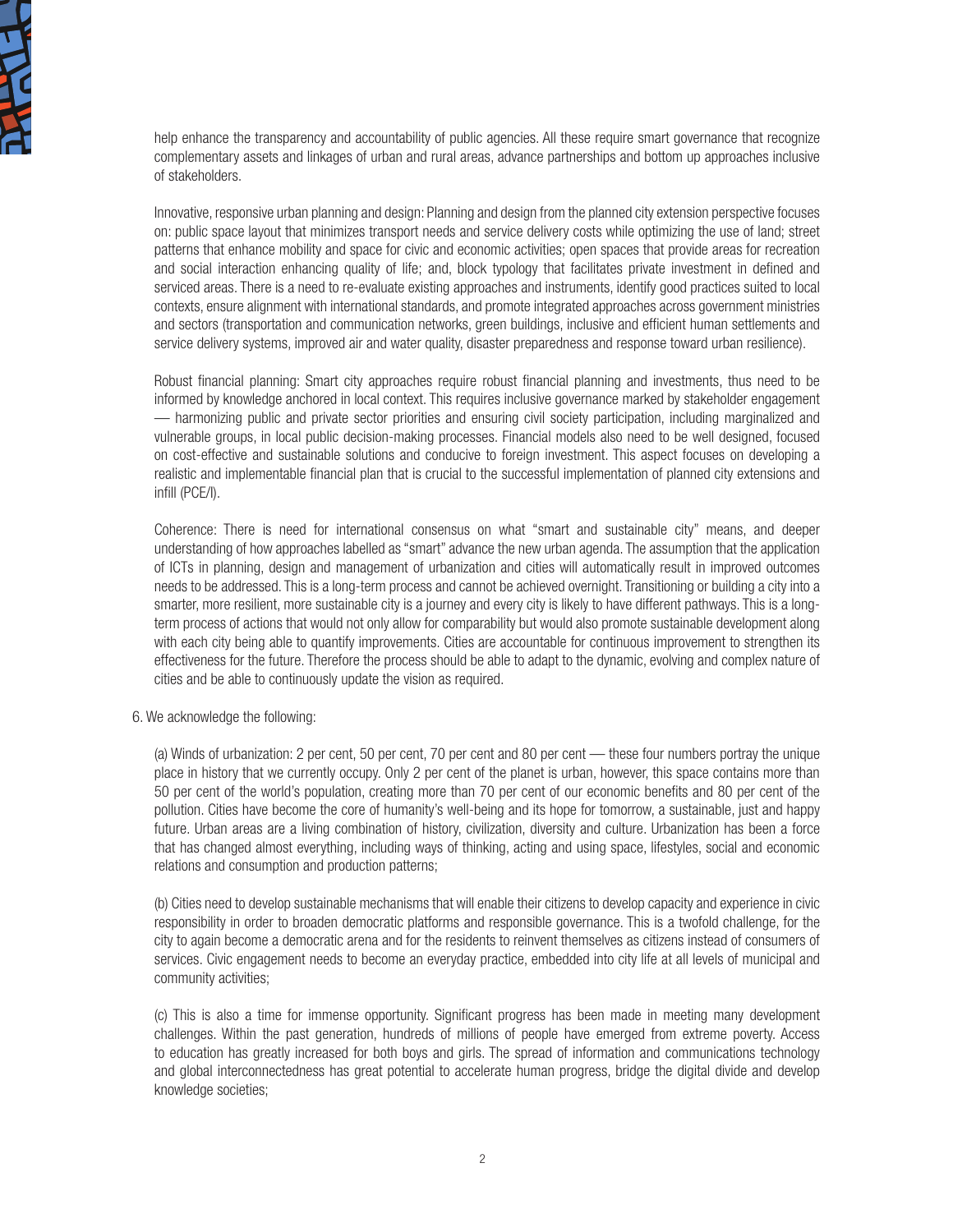help enhance the transparency and accountability of public agencies. All these require smart governance that recognize complementary assets and linkages of urban and rural areas, advance partnerships and bottom up approaches inclusive of stakeholders.

Innovative, responsive urban planning and design: Planning and design from the planned city extension perspective focuses on: public space layout that minimizes transport needs and service delivery costs while optimizing the use of land; street patterns that enhance mobility and space for civic and economic activities; open spaces that provide areas for recreation and social interaction enhancing quality of life; and, block typology that facilitates private investment in defined and serviced areas. There is a need to re-evaluate existing approaches and instruments, identify good practices suited to local contexts, ensure alignment with international standards, and promote integrated approaches across government ministries and sectors (transportation and communication networks, green buildings, inclusive and efficient human settlements and service delivery systems, improved air and water quality, disaster preparedness and response toward urban resilience).

Robust financial planning: Smart city approaches require robust financial planning and investments, thus need to be informed by knowledge anchored in local context. This requires inclusive governance marked by stakeholder engagement — harmonizing public and private sector priorities and ensuring civil society participation, including marginalized and vulnerable groups, in local public decision-making processes. Financial models also need to be well designed, focused on cost-effective and sustainable solutions and conducive to foreign investment. This aspect focuses on developing a realistic and implementable financial plan that is crucial to the successful implementation of planned city extensions and infill (PCE/I).

Coherence: There is need for international consensus on what "smart and sustainable city" means, and deeper understanding of how approaches labelled as "smart" advance the new urban agenda. The assumption that the application of ICTs in planning, design and management of urbanization and cities will automatically result in improved outcomes needs to be addressed. This is a long-term process and cannot be achieved overnight. Transitioning or building a city into a smarter, more resilient, more sustainable city is a journey and every city is likely to have different pathways. This is a long-term process of actions that would not only allow for comparability but would also promote sustainable development along with each city being able to quantify improvements. Cities are accountable for continuous improvement to strengthen its effectiveness for the future. Therefore the process should be able to adapt to the dynamic, evolving and complex nature of cities and be able to continuously update the vision as required.

6. We acknowledge the following:

(a) Winds of urbanization: 2 per cent, 50 per cent, 70 per cent and 80 per cent — these four numbers portray the unique place in history that we currently occupy. Only 2 per cent of the planet is urban, however, this space contains more than 50 per cent of the world's population, creating more than 70 per cent of our economic benefits and 80 per cent of the pollution. Cities have become the core of humanity's well-being and its hope for tomorrow, a sustainable, just and happy future. Urban areas are a living combination of history, civilization, diversity and culture. Urbanization has been a force that has changed almost everything, including ways of thinking, acting and using space, lifestyles, social and economic relations and consumption and production patterns;

(b) Cities need to develop sustainable mechanisms that will enable their citizens to develop capacity and experience in civic responsibility in order to broaden democratic platforms and responsible governance. This is a twofold challenge, for the city to again become a democratic arena and for the residents to reinvent themselves as citizens instead of consumers of services. Civic engagement needs to become an everyday practice, embedded into city life at all levels of municipal and community activities;

(c) This is also a time for immense opportunity. Significant progress has been made in meeting many development challenges. Within the past generation, hundreds of millions of people have emerged from extreme poverty. Access to education has greatly increased for both boys and girls. The spread of information and communications technology and global interconnectedness has great potential to accelerate human progress, bridge the digital divide and develop knowledge societies;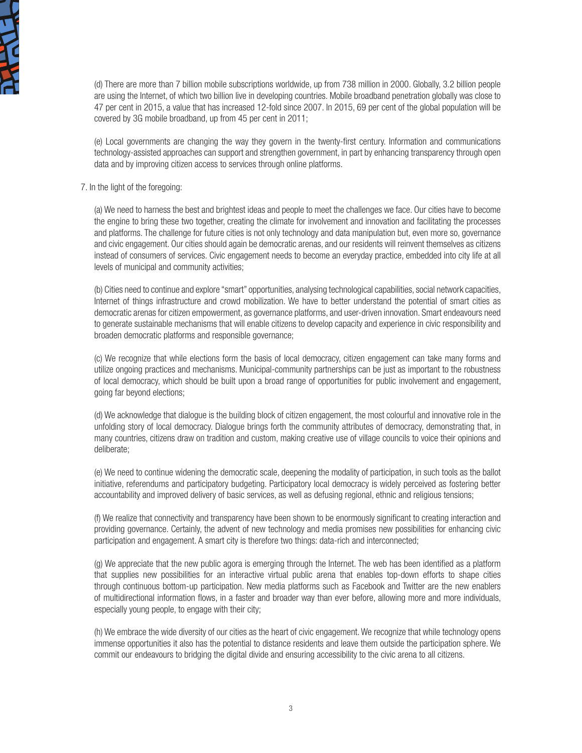(d) There are more than 7 billion mobile subscriptions worldwide, up from 738 million in 2000. Globally, 3.2 billion people are using the Internet, of which two billion live in developing countries. Mobile broadband penetration globally was close to 47 per cent in 2015, a value that has increased 12-fold since 2007. In 2015, 69 per cent of the global population will be covered by 3G mobile broadband, up from 45 per cent in 2011;

(e) Local governments are changing the way they govern in the twenty-first century. Information and communications technology-assisted approaches can support and strengthen government, in part by enhancing transparency through open data and by improving citizen access to services through online platforms.

7. In the light of the foregoing:

(a) We need to harness the best and brightest ideas and people to meet the challenges we face. Our cities have to become the engine to bring these two together, creating the climate for involvement and innovation and facilitating the processes and platforms. The challenge for future cities is not only technology and data manipulation but, even more so, governance and civic engagement. Our cities should again be democratic arenas, and our residents will reinvent themselves as citizens instead of consumers of services. Civic engagement needs to become an everyday practice, embedded into city life at all levels of municipal and community activities;

(b) Cities need to continue and explore "smart" opportunities, analysing technological capabilities, social network capacities, Internet of things infrastructure and crowd mobilization. We have to better understand the potential of smart cities as democratic arenas for citizen empowerment, as governance platforms, and user-driven innovation. Smart endeavours need to generate sustainable mechanisms that will enable citizens to develop capacity and experience in civic responsibility and broaden democratic platforms and responsible governance;

(c) We recognize that while elections form the basis of local democracy, citizen engagement can take many forms and utilize ongoing practices and mechanisms. Municipal-community partnerships can be just as important to the robustness of local democracy, which should be built upon a broad range of opportunities for public involvement and engagement, going far beyond elections;

(d) We acknowledge that dialogue is the building block of citizen engagement, the most colourful and innovative role in the unfolding story of local democracy. Dialogue brings forth the community attributes of democracy, demonstrating that, in many countries, citizens draw on tradition and custom, making creative use of village councils to voice their opinions and deliberate;

(e) We need to continue widening the democratic scale, deepening the modality of participation, in such tools as the ballot initiative, referendums and participatory budgeting. Participatory local democracy is widely perceived as fostering better accountability and improved delivery of basic services, as well as defusing regional, ethnic and religious tensions;

(f) We realize that connectivity and transparency have been shown to be enormously significant to creating interaction and providing governance. Certainly, the advent of new technology and media promises new possibilities for enhancing civic participation and engagement. A smart city is therefore two things: data-rich and interconnected;

(g) We appreciate that the new public agora is emerging through the Internet. The web has been identified as a platform that supplies new possibilities for an interactive virtual public arena that enables top-down efforts to shape cities through continuous bottom-up participation. New media platforms such as Facebook and Twitter are the new enablers of multidirectional information flows, in a faster and broader way than ever before, allowing more and more individuals, especially young people, to engage with their city;

(h) We embrace the wide diversity of our cities as the heart of civic engagement. We recognize that while technology opens immense opportunities it also has the potential to distance residents and leave them outside the participation sphere. We commit our endeavours to bridging the digital divide and ensuring accessibility to the civic arena to all citizens.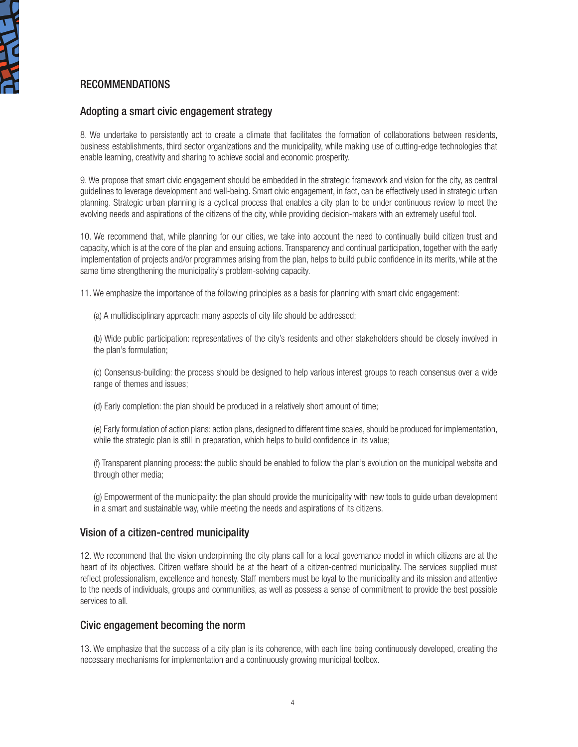## RECOMMENDATIONS

### Adopting a smart civic engagement strategy

8. We undertake to persistently act to create a climate that facilitates the formation of collaborations between residents, business establishments, third sector organizations and the municipality, while making use of cutting-edge technologies that enable learning, creativity and sharing to achieve social and economic prosperity.

9. We propose that smart civic engagement should be embedded in the strategic framework and vision for the city, as central guidelines to leverage development and well-being. Smart civic engagement, in fact, can be effectively used in strategic urban planning. Strategic urban planning is a cyclical process that enables a city plan to be under continuous review to meet the evolving needs and aspirations of the citizens of the city, while providing decision-makers with an extremely useful tool.

10. We recommend that, while planning for our cities, we take into account the need to continually build citizen trust and capacity, which is at the core of the plan and ensuing actions. Transparency and continual participation, together with the early implementation of projects and/or programmes arising from the plan, helps to build public confidence in its merits, while at the same time strengthening the municipality's problem-solving capacity.

11. We emphasize the importance of the following principles as a basis for planning with smart civic engagement:

(a) A multidisciplinary approach: many aspects of city life should be addressed;

(b) Wide public participation: representatives of the city's residents and other stakeholders should be closely involved in the plan's formulation;

(c) Consensus-building: the process should be designed to help various interest groups to reach consensus over a wide range of themes and issues;

(d) Early completion: the plan should be produced in a relatively short amount of time;

(e) Early formulation of action plans: action plans, designed to different time scales, should be produced for implementation, while the strategic plan is still in preparation, which helps to build confidence in its value;

(f) Transparent planning process: the public should be enabled to follow the plan's evolution on the municipal website and through other media;

(g) Empowerment of the municipality: the plan should provide the municipality with new tools to guide urban development in a smart and sustainable way, while meeting the needs and aspirations of its citizens.

### Vision of a citizen-centred municipality

12. We recommend that the vision underpinning the city plans call for a local governance model in which citizens are at the heart of its objectives. Citizen welfare should be at the heart of a citizen-centred municipality. The services supplied must reflect professionalism, excellence and honesty. Staff members must be loyal to the municipality and its mission and attentive to the needs of individuals, groups and communities, as well as possess a sense of commitment to provide the best possible services to all.

### Civic engagement becoming the norm

13. We emphasize that the success of a city plan is its coherence, with each line being continuously developed, creating the necessary mechanisms for implementation and a continuously growing municipal toolbox.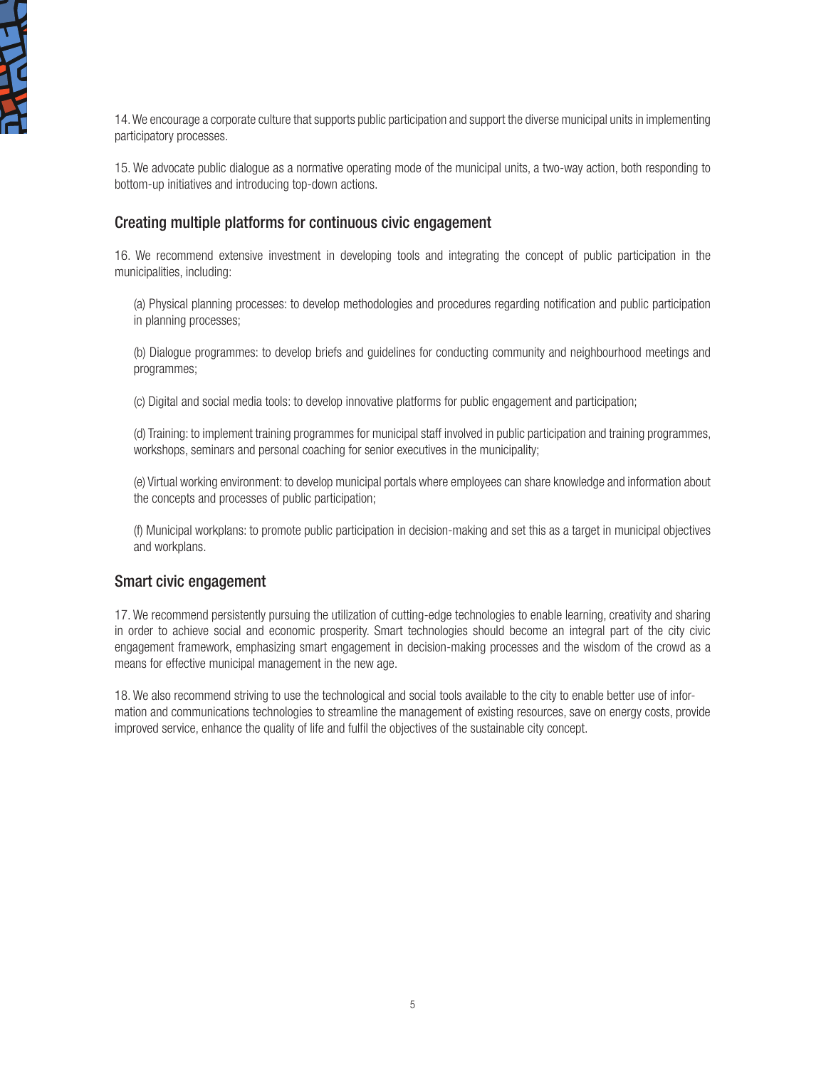14. We encourage a corporate culture that supports public participation and support the diverse municipal units in implementing participatory processes.

15. We advocate public dialogue as a normative operating mode of the municipal units, a two-way action, both responding to bottom-up initiatives and introducing top-down actions.

## Creating multiple platforms for continuous civic engagement

16. We recommend extensive investment in developing tools and integrating the concept of public participation in the municipalities, including:

(a) Physical planning processes: to develop methodologies and procedures regarding notification and public participation in planning processes;

(b) Dialogue programmes: to develop briefs and guidelines for conducting community and neighbourhood meetings and programmes;

(c) Digital and social media tools: to develop innovative platforms for public engagement and participation;

(d) Training: to implement training programmes for municipal staff involved in public participation and training programmes, workshops, seminars and personal coaching for senior executives in the municipality;

(e) Virtual working environment: to develop municipal portals where employees can share knowledge and information about the concepts and processes of public participation;

(f) Municipal workplans: to promote public participation in decision-making and set this as a target in municipal objectives and workplans.

## Smart civic engagement

17. We recommend persistently pursuing the utilization of cutting-edge technologies to enable learning, creativity and sharing in order to achieve social and economic prosperity. Smart technologies should become an integral part of the city civic engagement framework, emphasizing smart engagement in decision-making processes and the wisdom of the crowd as a means for effective municipal management in the new age.

18. We also recommend striving to use the technological and social tools available to the city to enable better use of information and communications technologies to streamline the management of existing resources, save on energy costs, provide improved service, enhance the quality of life and fulfil the objectives of the sustainable city concept.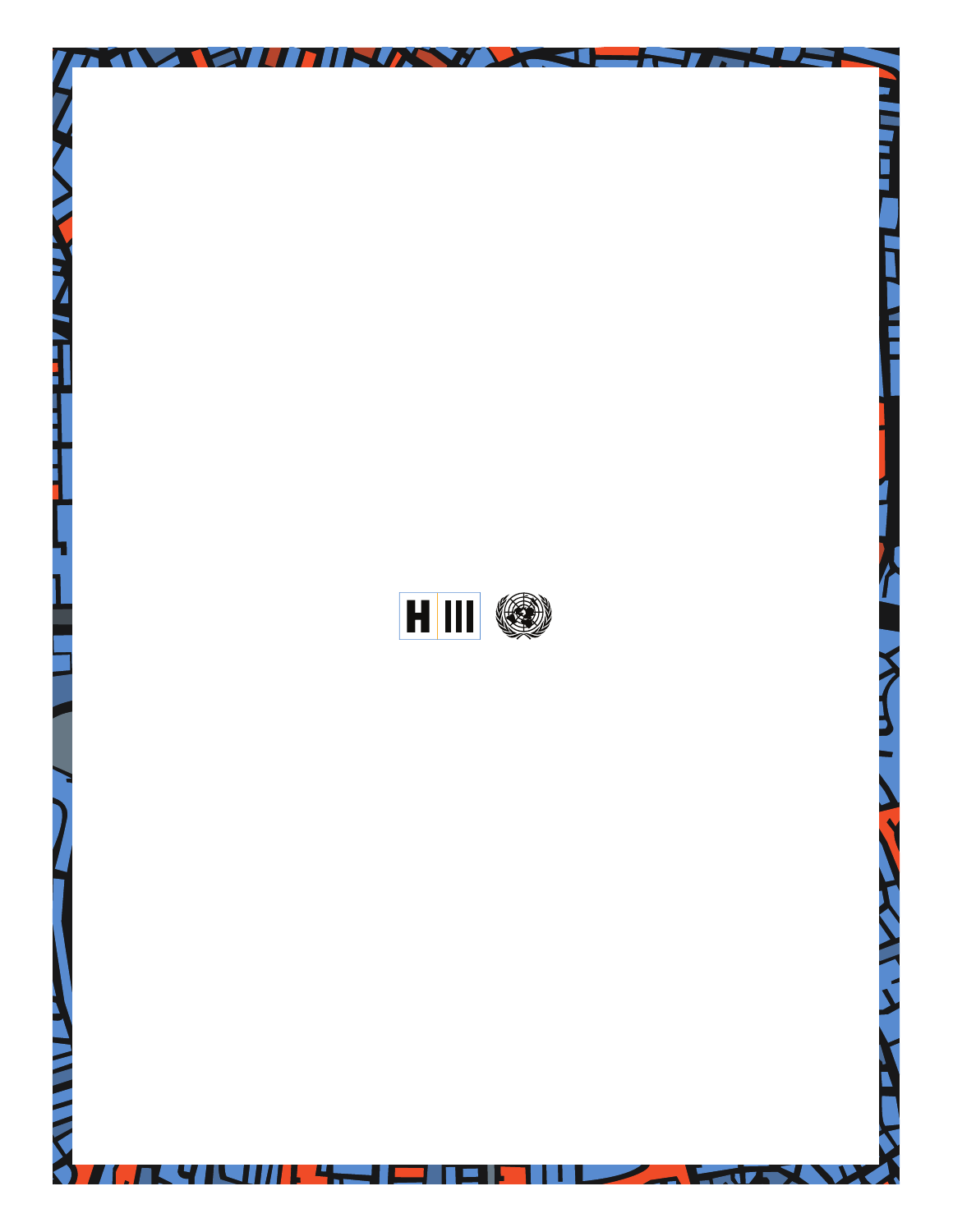H III